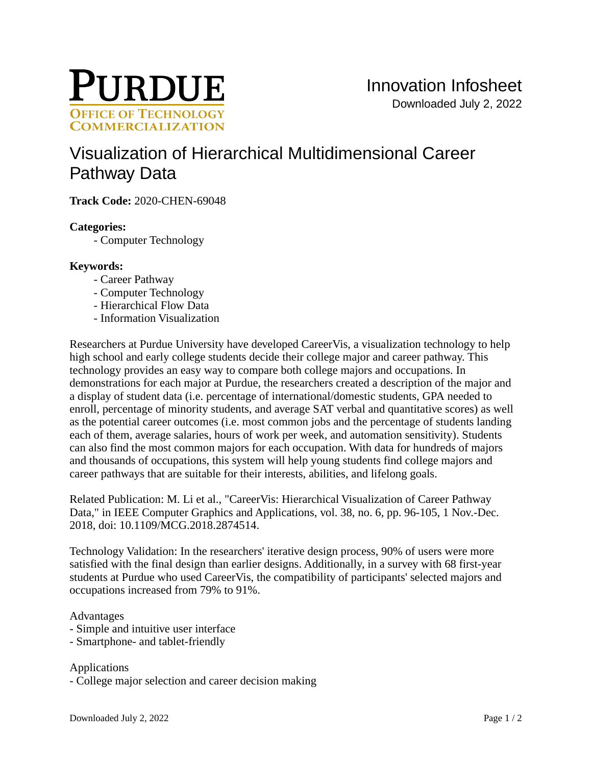PURDUE
OFFICE OF TECHNOLOGY COMMERCIALIZATION

Innovation Infosheet
Downloaded July 2, 2022

# Visualization of Hierarchical Multidimensional Career Pathway Data

**Track Code:** 2020-CHEN-69048

**Categories:**
- Computer Technology

**Keywords:**
- Career Pathway
- Computer Technology
- Hierarchical Flow Data
- Information Visualization

Researchers at Purdue University have developed CareerVis, a visualization technology to help high school and early college students decide their college major and career pathway. This technology provides an easy way to compare both college majors and occupations. In demonstrations for each major at Purdue, the researchers created a description of the major and a display of student data (i.e. percentage of international/domestic students, GPA needed to enroll, percentage of minority students, and average SAT verbal and quantitative scores) as well as the potential career outcomes (i.e. most common jobs and the percentage of students landing each of them, average salaries, hours of work per week, and automation sensitivity). Students can also find the most common majors for each occupation. With data for hundreds of majors and thousands of occupations, this system will help young students find college majors and career pathways that are suitable for their interests, abilities, and lifelong goals.

Related Publication: M. Li et al., "CareerVis: Hierarchical Visualization of Career Pathway Data," in IEEE Computer Graphics and Applications, vol. 38, no. 6, pp. 96-105, 1 Nov.-Dec. 2018, doi: 10.1109/MCG.2018.2874514.

Technology Validation: In the researchers' iterative design process, 90% of users were more satisfied with the final design than earlier designs. Additionally, in a survey with 68 first-year students at Purdue who used CareerVis, the compatibility of participants' selected majors and occupations increased from 79% to 91%.

Advantages
- Simple and intuitive user interface
- Smartphone- and tablet-friendly

Applications
- College major selection and career decision making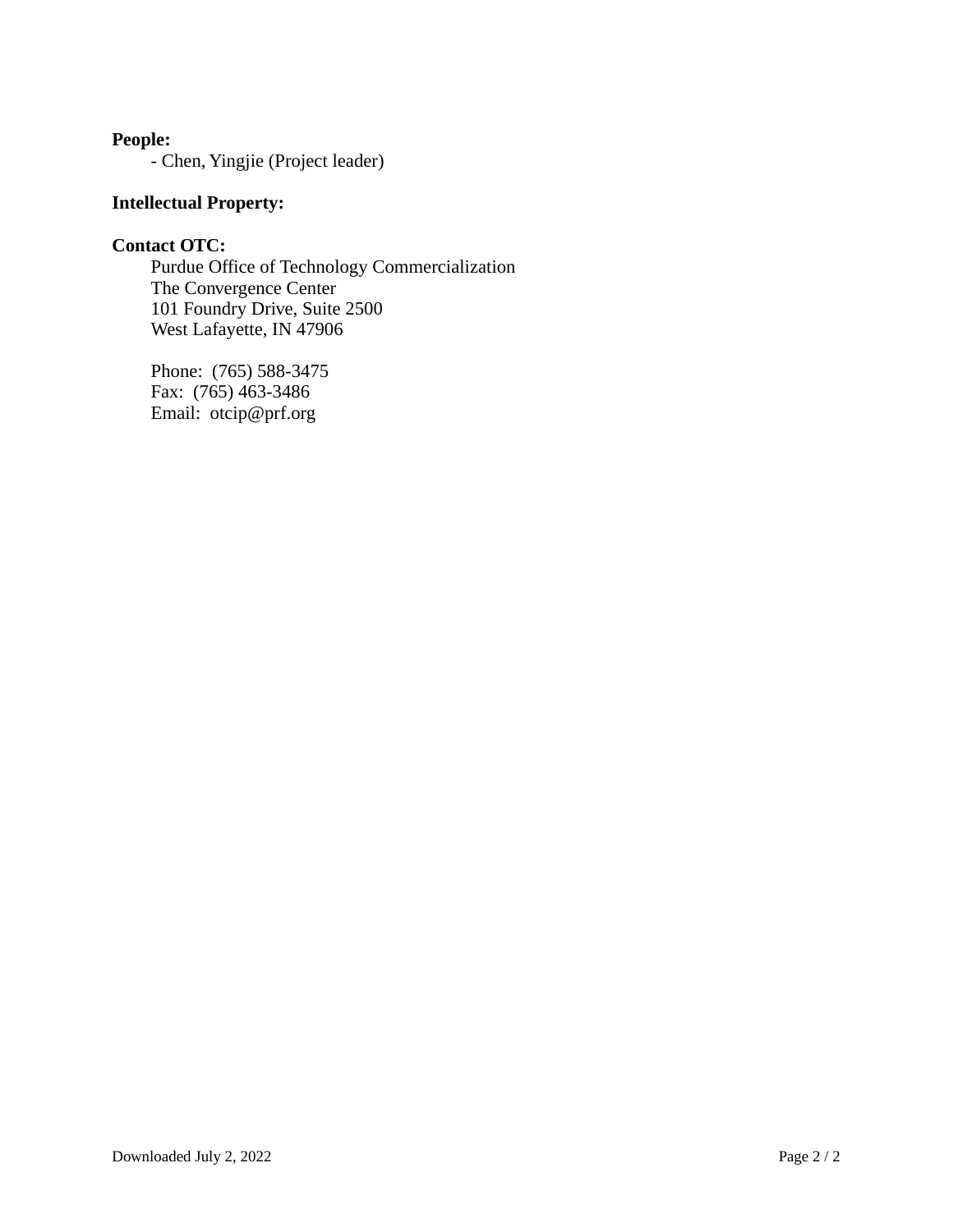**People:**

- Chen, Yingjie (Project leader)

**Intellectual Property:**

**Contact OTC:**

Purdue Office of Technology Commercialization
The Convergence Center
101 Foundry Drive, Suite 2500
West Lafayette, IN 47906

Phone: (765) 588-3475
Fax: (765) 463-3486
Email: otcip@prf.org

Downloaded July 2, 2022